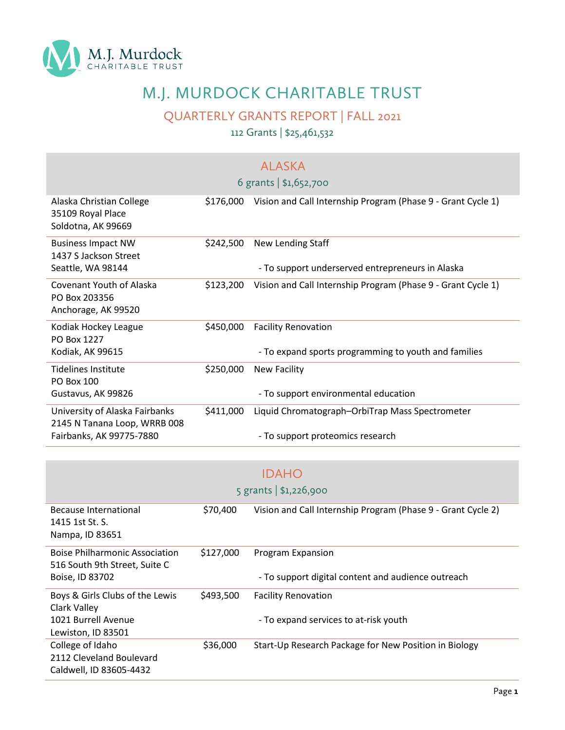M.J. Murdock CHARITABLE TRUST

# M.J. MURDOCK CHARITABLE TRUST

## QUARTERLY GRANTS REPORT | FALL 2021

112 Grants | $25,461,532

## ALASKA

6 grants | $1,652,700

| Organization | Amount | Purpose |
|---|---|---|
| Alaska Christian College<br>35109 Royal Place<br>Soldotna, AK 99669 | $176,000 | Vision and Call Internship Program (Phase 9 - Grant Cycle 1) |
| Business Impact NW<br>1437 S Jackson Street<br>Seattle, WA 98144 | $242,500 | New Lending Staff<br>- To support underserved entrepreneurs in Alaska |
| Covenant Youth of Alaska<br>PO Box 203356<br>Anchorage, AK 99520 | $123,200 | Vision and Call Internship Program (Phase 9 - Grant Cycle 1) |
| Kodiak Hockey League<br>PO Box 1227<br>Kodiak, AK 99615 | $450,000 | Facility Renovation<br>- To expand sports programming to youth and families |
| Tidelines Institute<br>PO Box 100<br>Gustavus, AK 99826 | $250,000 | New Facility<br>- To support environmental education |
| University of Alaska Fairbanks<br>2145 N Tanana Loop, WRRB 008<br>Fairbanks, AK 99775-7880 | $411,000 | Liquid Chromatograph–OrbiTrap Mass Spectrometer<br>- To support proteomics research |

## IDAHO

5 grants | $1,226,900

| Organization | Amount | Purpose |
|---|---|---|
| Because International<br>1415 1st St. S.<br>Nampa, ID 83651 | $70,400 | Vision and Call Internship Program (Phase 9 - Grant Cycle 2) |
| Boise Philharmonic Association<br>516 South 9th Street, Suite C<br>Boise, ID 83702 | $127,000 | Program Expansion<br>- To support digital content and audience outreach |
| Boys & Girls Clubs of the Lewis Clark Valley<br>1021 Burrell Avenue<br>Lewiston, ID 83501 | $493,500 | Facility Renovation<br>- To expand services to at-risk youth |
| College of Idaho<br>2112 Cleveland Boulevard<br>Caldwell, ID 83605-4432 | $36,000 | Start-Up Research Package for New Position in Biology |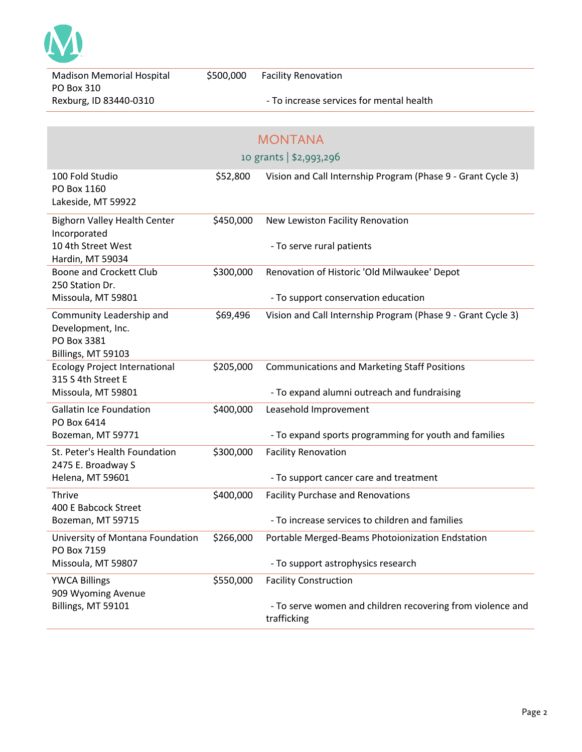| | | |
|---|---|---|
| Madison Memorial Hospital<br>PO Box 310<br>Rexburg, ID 83440-0310 | $500,000 | Facility Renovation<br><br>- To increase services for mental health |

## MONTANA

10 grants | $2,993,296

| | | |
|---|---|---|
| 100 Fold Studio<br>PO Box 1160<br>Lakeside, MT 59922 | $52,800 | Vision and Call Internship Program (Phase 9 - Grant Cycle 3) |
| Bighorn Valley Health Center Incorporated<br>10 4th Street West<br>Hardin, MT 59034 | $450,000 | New Lewiston Facility Renovation<br><br>- To serve rural patients |
| Boone and Crockett Club<br>250 Station Dr.<br>Missoula, MT 59801 | $300,000 | Renovation of Historic 'Old Milwaukee' Depot<br><br>- To support conservation education |
| Community Leadership and Development, Inc.<br>PO Box 3381<br>Billings, MT 59103 | $69,496 | Vision and Call Internship Program (Phase 9 - Grant Cycle 3) |
| Ecology Project International<br>315 S 4th Street E<br>Missoula, MT 59801 | $205,000 | Communications and Marketing Staff Positions<br><br>- To expand alumni outreach and fundraising |
| Gallatin Ice Foundation<br>PO Box 6414<br>Bozeman, MT 59771 | $400,000 | Leasehold Improvement<br><br>- To expand sports programming for youth and families |
| St. Peter's Health Foundation<br>2475 E. Broadway S<br>Helena, MT 59601 | $300,000 | Facility Renovation<br><br>- To support cancer care and treatment |
| Thrive<br>400 E Babcock Street<br>Bozeman, MT 59715 | $400,000 | Facility Purchase and Renovations<br><br>- To increase services to children and families |
| University of Montana Foundation<br>PO Box 7159<br>Missoula, MT 59807 | $266,000 | Portable Merged-Beams Photoionization Endstation<br><br>- To support astrophysics research |
| YWCA Billings<br>909 Wyoming Avenue<br>Billings, MT 59101 | $550,000 | Facility Construction<br><br>- To serve women and children recovering from violence and trafficking |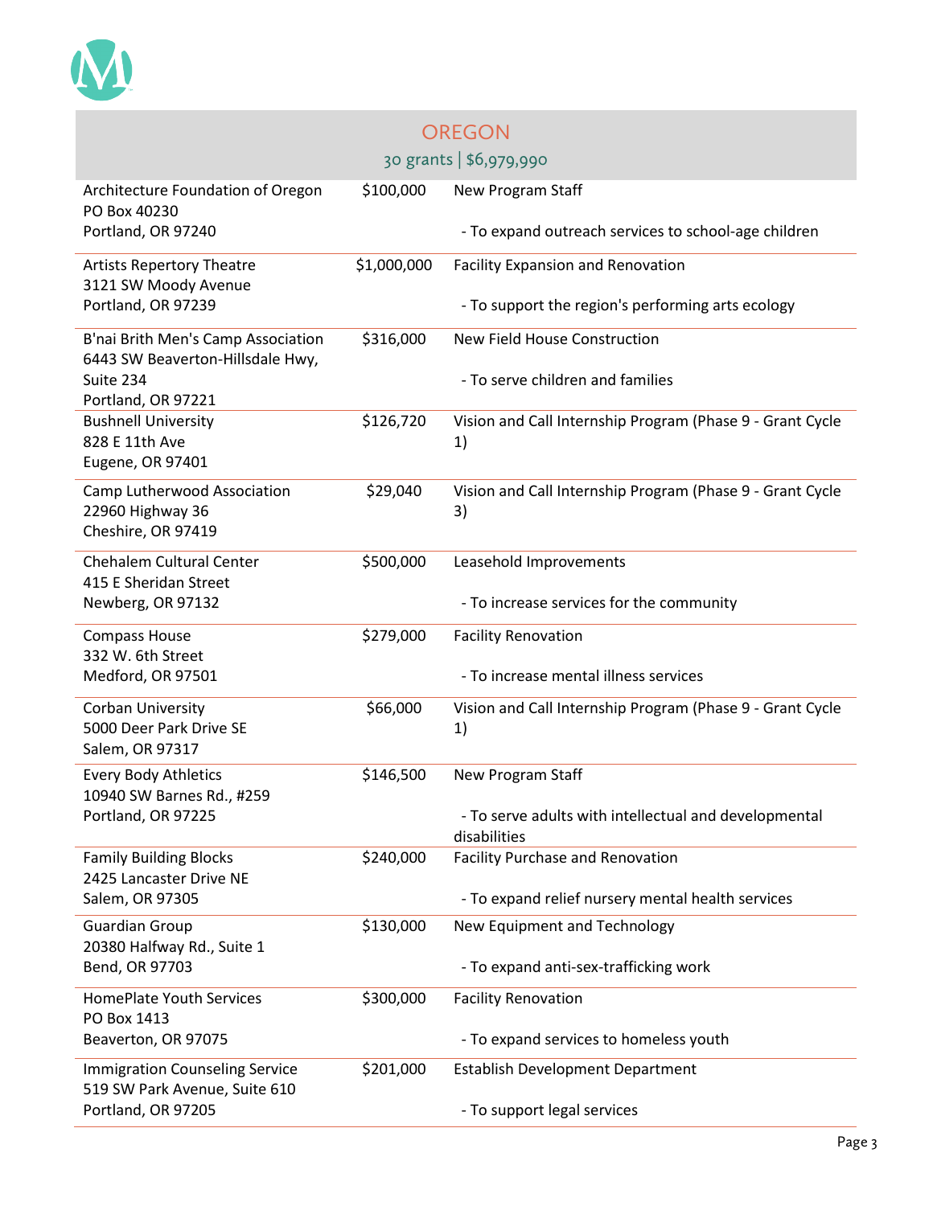## OREGON

30 grants | $6,979,990

| Organization | Amount | Purpose |
|---|---|---|
| Architecture Foundation of Oregon<br>PO Box 40230<br>Portland, OR 97240 | $100,000 | New Program Staff<br><br>- To expand outreach services to school-age children |
| Artists Repertory Theatre<br>3121 SW Moody Avenue<br>Portland, OR 97239 | $1,000,000 | Facility Expansion and Renovation<br><br>- To support the region's performing arts ecology |
| B'nai Brith Men's Camp Association<br>6443 SW Beaverton-Hillsdale Hwy, Suite 234<br>Portland, OR 97221 | $316,000 | New Field House Construction<br><br>- To serve children and families |
| Bushnell University<br>828 E 11th Ave<br>Eugene, OR 97401 | $126,720 | Vision and Call Internship Program (Phase 9 - Grant Cycle 1) |
| Camp Lutherwood Association<br>22960 Highway 36<br>Cheshire, OR 97419 | $29,040 | Vision and Call Internship Program (Phase 9 - Grant Cycle 3) |
| Chehalem Cultural Center<br>415 E Sheridan Street<br>Newberg, OR 97132 | $500,000 | Leasehold Improvements<br><br>- To increase services for the community |
| Compass House<br>332 W. 6th Street<br>Medford, OR 97501 | $279,000 | Facility Renovation<br><br>- To increase mental illness services |
| Corban University<br>5000 Deer Park Drive SE<br>Salem, OR 97317 | $66,000 | Vision and Call Internship Program (Phase 9 - Grant Cycle 1) |
| Every Body Athletics<br>10940 SW Barnes Rd., #259<br>Portland, OR 97225 | $146,500 | New Program Staff<br><br>- To serve adults with intellectual and developmental disabilities |
| Family Building Blocks<br>2425 Lancaster Drive NE<br>Salem, OR 97305 | $240,000 | Facility Purchase and Renovation<br><br>- To expand relief nursery mental health services |
| Guardian Group<br>20380 Halfway Rd., Suite 1<br>Bend, OR 97703 | $130,000 | New Equipment and Technology<br><br>- To expand anti-sex-trafficking work |
| HomePlate Youth Services<br>PO Box 1413<br>Beaverton, OR 97075 | $300,000 | Facility Renovation<br><br>- To expand services to homeless youth |
| Immigration Counseling Service<br>519 SW Park Avenue, Suite 610<br>Portland, OR 97205 | $201,000 | Establish Development Department<br><br>- To support legal services |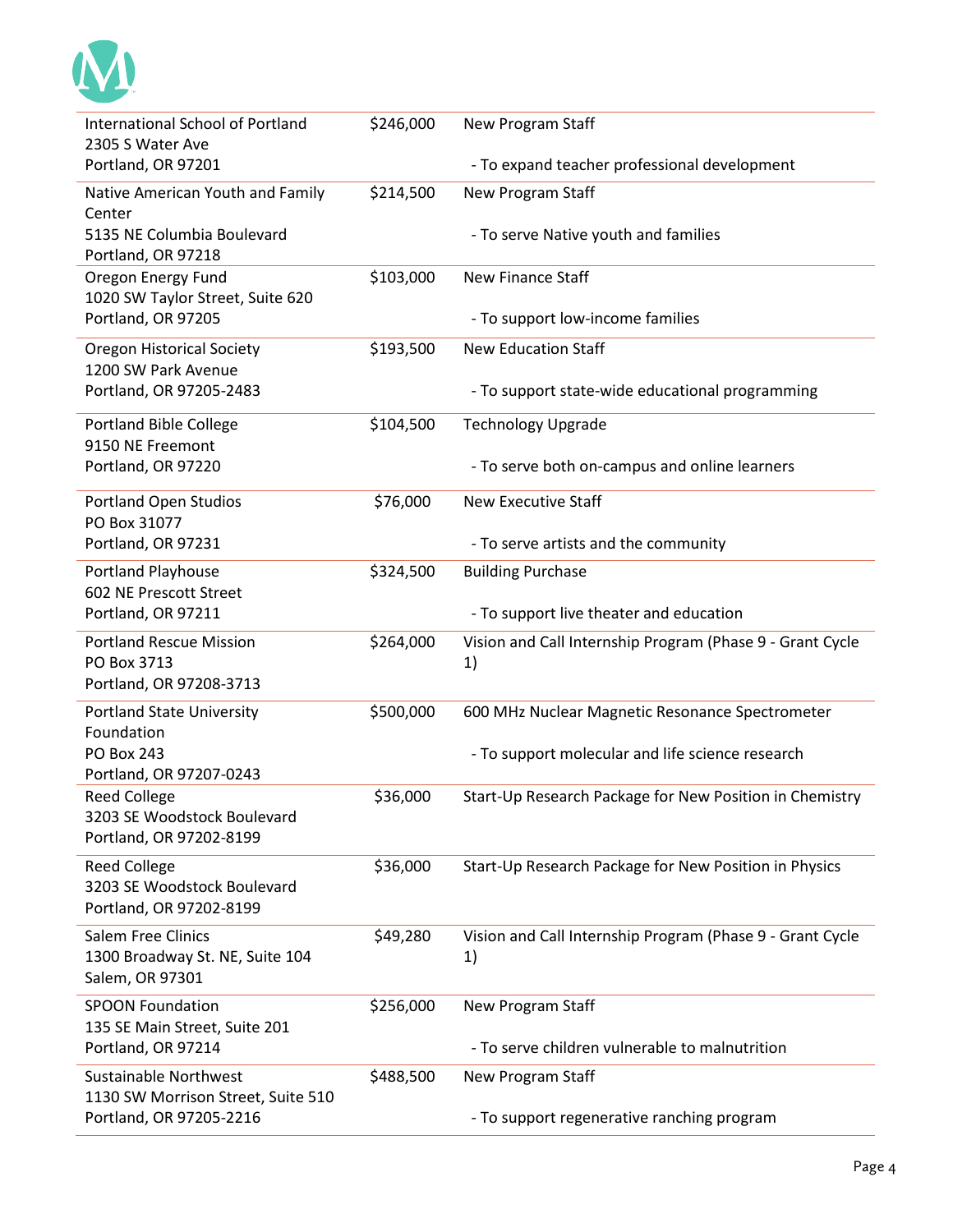| | | |
|---|---|---|
| International School of Portland<br>2305 S Water Ave<br>Portland, OR 97201 | $246,000 | New Program Staff<br><br>- To expand teacher professional development |
| Native American Youth and Family Center<br>5135 NE Columbia Boulevard<br>Portland, OR 97218 | $214,500 | New Program Staff<br><br>- To serve Native youth and families |
| Oregon Energy Fund<br>1020 SW Taylor Street, Suite 620<br>Portland, OR 97205 | $103,000 | New Finance Staff<br><br>- To support low-income families |
| Oregon Historical Society<br>1200 SW Park Avenue<br>Portland, OR 97205-2483 | $193,500 | New Education Staff<br><br>- To support state-wide educational programming |
| Portland Bible College<br>9150 NE Freemont<br>Portland, OR 97220 | $104,500 | Technology Upgrade<br><br>- To serve both on-campus and online learners |
| Portland Open Studios<br>PO Box 31077<br>Portland, OR 97231 | $76,000 | New Executive Staff<br><br>- To serve artists and the community |
| Portland Playhouse<br>602 NE Prescott Street<br>Portland, OR 97211 | $324,500 | Building Purchase<br><br>- To support live theater and education |
| Portland Rescue Mission<br>PO Box 3713<br>Portland, OR 97208-3713 | $264,000 | Vision and Call Internship Program (Phase 9 - Grant Cycle 1) |
| Portland State University Foundation<br>PO Box 243<br>Portland, OR 97207-0243 | $500,000 | 600 MHz Nuclear Magnetic Resonance Spectrometer<br><br>- To support molecular and life science research |
| Reed College<br>3203 SE Woodstock Boulevard<br>Portland, OR 97202-8199 | $36,000 | Start-Up Research Package for New Position in Chemistry |
| Reed College<br>3203 SE Woodstock Boulevard<br>Portland, OR 97202-8199 | $36,000 | Start-Up Research Package for New Position in Physics |
| Salem Free Clinics<br>1300 Broadway St. NE, Suite 104<br>Salem, OR 97301 | $49,280 | Vision and Call Internship Program (Phase 9 - Grant Cycle 1) |
| SPOON Foundation<br>135 SE Main Street, Suite 201<br>Portland, OR 97214 | $256,000 | New Program Staff<br><br>- To serve children vulnerable to malnutrition |
| Sustainable Northwest<br>1130 SW Morrison Street, Suite 510<br>Portland, OR 97205-2216 | $488,500 | New Program Staff<br><br>- To support regenerative ranching program |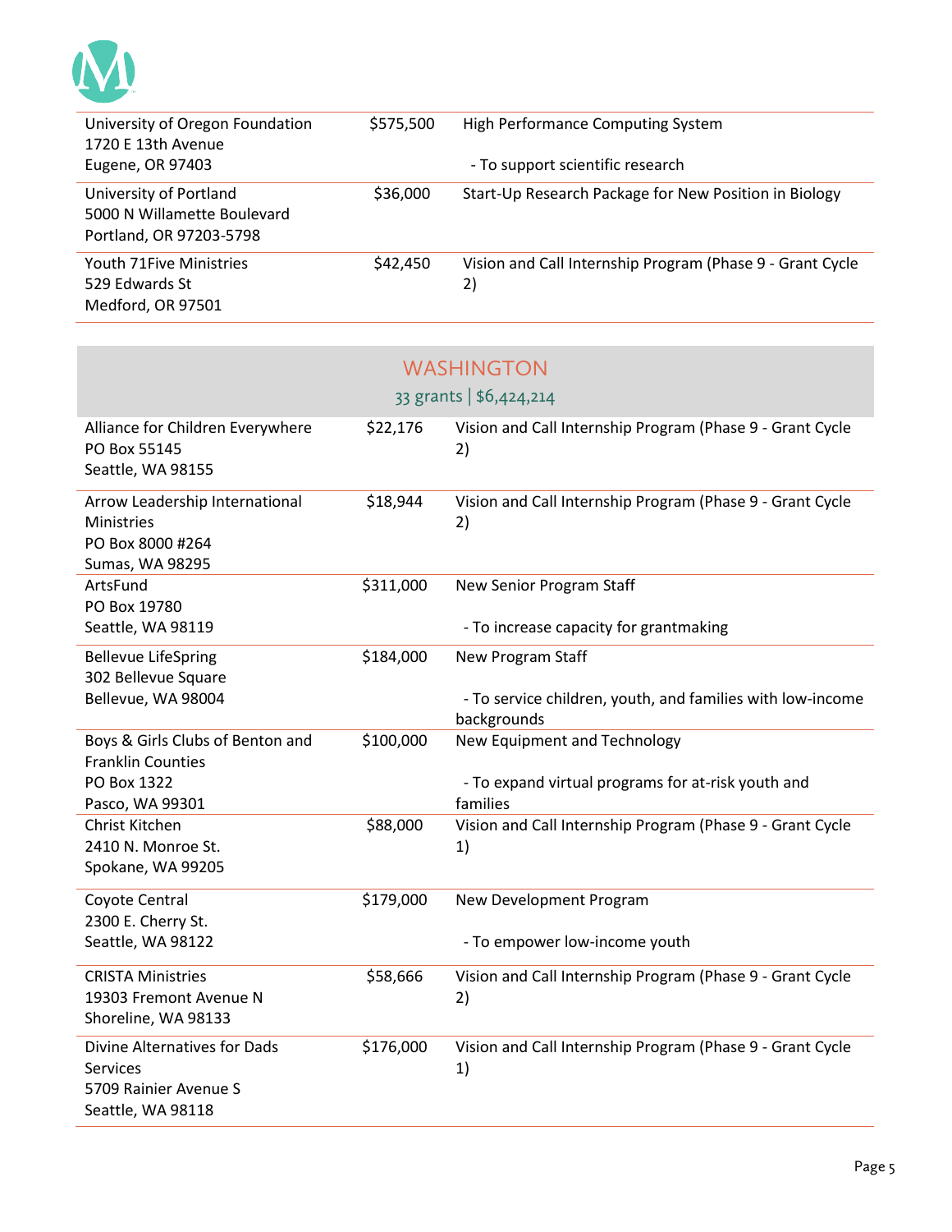| | | |
|---|---|---|
| University of Oregon Foundation<br>1720 E 13th Avenue<br>Eugene, OR 97403 | $575,500 | High Performance Computing System<br><br>- To support scientific research |
| University of Portland<br>5000 N Willamette Boulevard<br>Portland, OR 97203-5798 | $36,000 | Start-Up Research Package for New Position in Biology |
| Youth 71Five Ministries<br>529 Edwards St<br>Medford, OR 97501 | $42,450 | Vision and Call Internship Program (Phase 9 - Grant Cycle 2) |

## WASHINGTON

33 grants | $6,424,214

| | | |
|---|---|---|
| Alliance for Children Everywhere<br>PO Box 55145<br>Seattle, WA 98155 | $22,176 | Vision and Call Internship Program (Phase 9 - Grant Cycle 2) |
| Arrow Leadership International Ministries<br>PO Box 8000 #264<br>Sumas, WA 98295 | $18,944 | Vision and Call Internship Program (Phase 9 - Grant Cycle 2) |
| ArtsFund<br>PO Box 19780<br>Seattle, WA 98119 | $311,000 | New Senior Program Staff<br><br>- To increase capacity for grantmaking |
| Bellevue LifeSpring<br>302 Bellevue Square<br>Bellevue, WA 98004 | $184,000 | New Program Staff<br><br>- To service children, youth, and families with low-income backgrounds |
| Boys & Girls Clubs of Benton and Franklin Counties<br>PO Box 1322<br>Pasco, WA 99301 | $100,000 | New Equipment and Technology<br><br>- To expand virtual programs for at-risk youth and families |
| Christ Kitchen<br>2410 N. Monroe St.<br>Spokane, WA 99205 | $88,000 | Vision and Call Internship Program (Phase 9 - Grant Cycle 1) |
| Coyote Central<br>2300 E. Cherry St.<br>Seattle, WA 98122 | $179,000 | New Development Program<br><br>- To empower low-income youth |
| CRISTA Ministries<br>19303 Fremont Avenue N<br>Shoreline, WA 98133 | $58,666 | Vision and Call Internship Program (Phase 9 - Grant Cycle 2) |
| Divine Alternatives for Dads Services<br>5709 Rainier Avenue S<br>Seattle, WA 98118 | $176,000 | Vision and Call Internship Program (Phase 9 - Grant Cycle 1) |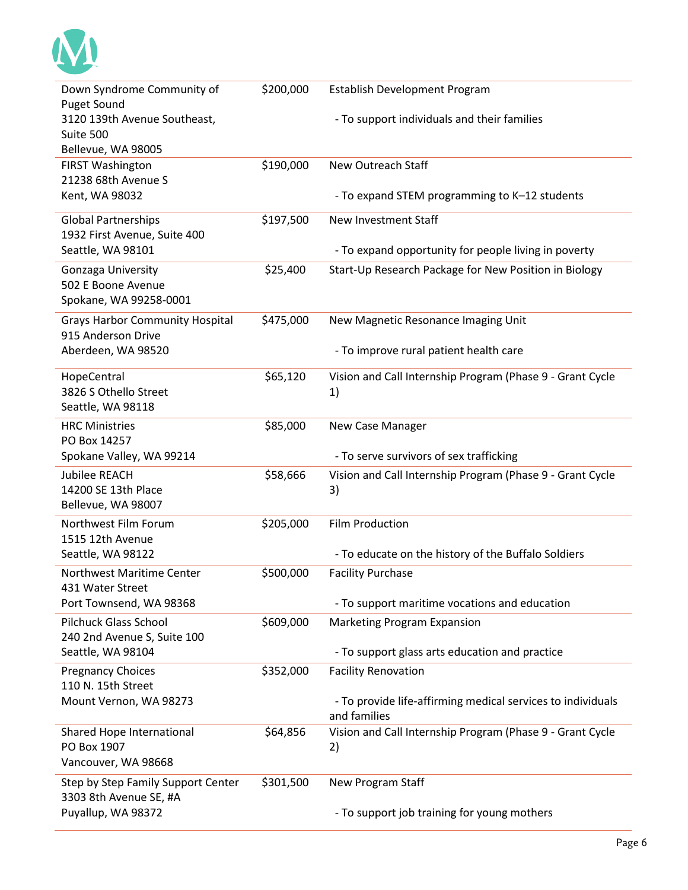| | | |
|---|---|---|
| Down Syndrome Community of Puget Sound<br>3120 139th Avenue Southeast, Suite 500<br>Bellevue, WA 98005 | $200,000 | Establish Development Program<br><br>- To support individuals and their families |
| FIRST Washington<br>21238 68th Avenue S<br>Kent, WA 98032 | $190,000 | New Outreach Staff<br><br>- To expand STEM programming to K–12 students |
| Global Partnerships<br>1932 First Avenue, Suite 400<br>Seattle, WA 98101 | $197,500 | New Investment Staff<br><br>- To expand opportunity for people living in poverty |
| Gonzaga University<br>502 E Boone Avenue<br>Spokane, WA 99258-0001 | $25,400 | Start-Up Research Package for New Position in Biology |
| Grays Harbor Community Hospital<br>915 Anderson Drive<br>Aberdeen, WA 98520 | $475,000 | New Magnetic Resonance Imaging Unit<br><br>- To improve rural patient health care |
| HopeCentral<br>3826 S Othello Street<br>Seattle, WA 98118 | $65,120 | Vision and Call Internship Program (Phase 9 - Grant Cycle 1) |
| HRC Ministries<br>PO Box 14257<br>Spokane Valley, WA 99214 | $85,000 | New Case Manager<br><br>- To serve survivors of sex trafficking |
| Jubilee REACH<br>14200 SE 13th Place<br>Bellevue, WA 98007 | $58,666 | Vision and Call Internship Program (Phase 9 - Grant Cycle 3) |
| Northwest Film Forum<br>1515 12th Avenue<br>Seattle, WA 98122 | $205,000 | Film Production<br><br>- To educate on the history of the Buffalo Soldiers |
| Northwest Maritime Center<br>431 Water Street<br>Port Townsend, WA 98368 | $500,000 | Facility Purchase<br><br>- To support maritime vocations and education |
| Pilchuck Glass School<br>240 2nd Avenue S, Suite 100<br>Seattle, WA 98104 | $609,000 | Marketing Program Expansion<br><br>- To support glass arts education and practice |
| Pregnancy Choices<br>110 N. 15th Street<br>Mount Vernon, WA 98273 | $352,000 | Facility Renovation<br><br>- To provide life-affirming medical services to individuals and families |
| Shared Hope International<br>PO Box 1907<br>Vancouver, WA 98668 | $64,856 | Vision and Call Internship Program (Phase 9 - Grant Cycle 2) |
| Step by Step Family Support Center<br>3303 8th Avenue SE, #A<br>Puyallup, WA 98372 | $301,500 | New Program Staff<br><br>- To support job training for young mothers |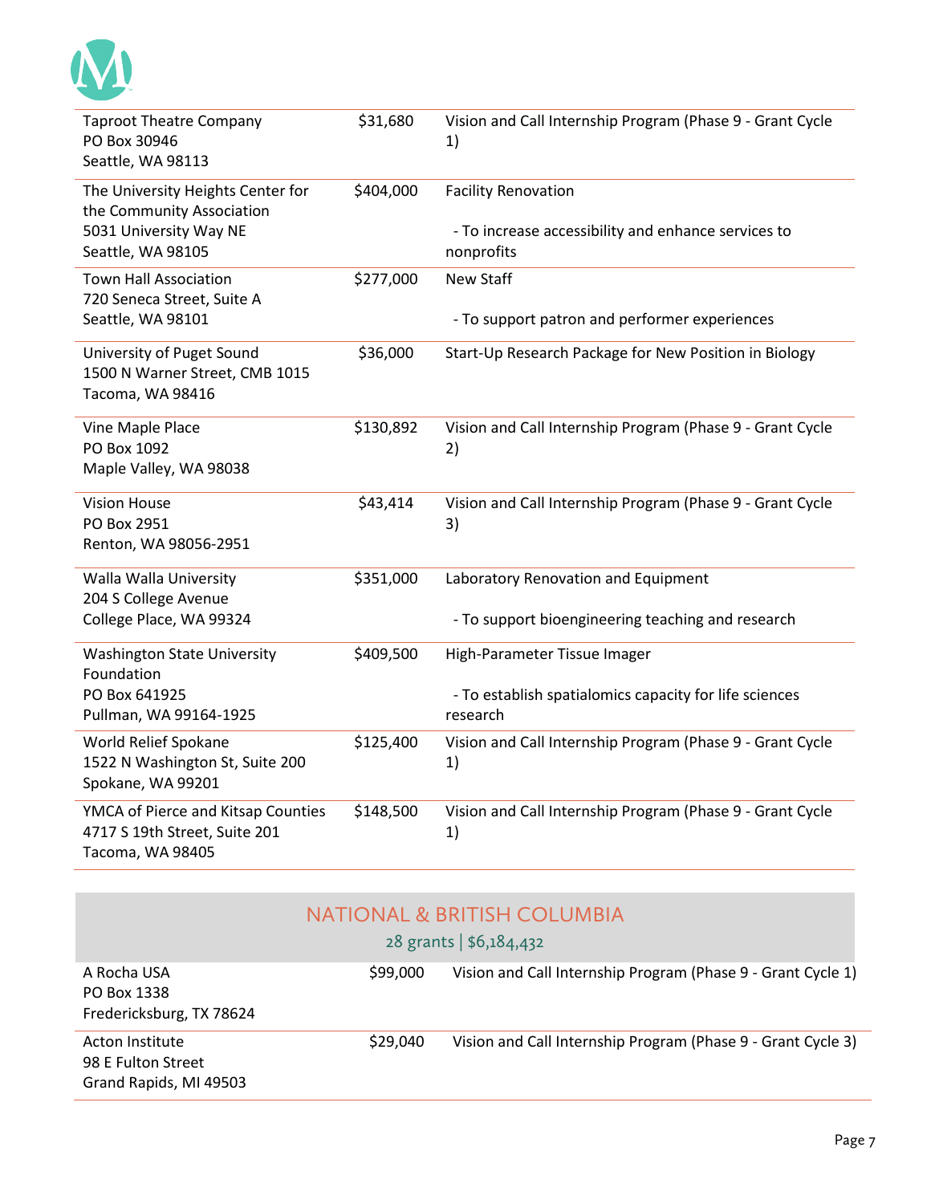| | | |
|---|---|---|
| Taproot Theatre Company<br>PO Box 30946<br>Seattle, WA 98113 | $31,680 | Vision and Call Internship Program (Phase 9 - Grant Cycle 1) |
| The University Heights Center for the Community Association<br>5031 University Way NE<br>Seattle, WA 98105 | $404,000 | Facility Renovation<br><br>- To increase accessibility and enhance services to nonprofits |
| Town Hall Association<br>720 Seneca Street, Suite A<br>Seattle, WA 98101 | $277,000 | New Staff<br><br>- To support patron and performer experiences |
| University of Puget Sound<br>1500 N Warner Street, CMB 1015<br>Tacoma, WA 98416 | $36,000 | Start-Up Research Package for New Position in Biology |
| Vine Maple Place<br>PO Box 1092<br>Maple Valley, WA 98038 | $130,892 | Vision and Call Internship Program (Phase 9 - Grant Cycle 2) |
| Vision House<br>PO Box 2951<br>Renton, WA 98056-2951 | $43,414 | Vision and Call Internship Program (Phase 9 - Grant Cycle 3) |
| Walla Walla University<br>204 S College Avenue<br>College Place, WA 99324 | $351,000 | Laboratory Renovation and Equipment<br><br>- To support bioengineering teaching and research |
| Washington State University Foundation<br>PO Box 641925<br>Pullman, WA 99164-1925 | $409,500 | High-Parameter Tissue Imager<br><br>- To establish spatialomics capacity for life sciences research |
| World Relief Spokane<br>1522 N Washington St, Suite 200<br>Spokane, WA 99201 | $125,400 | Vision and Call Internship Program (Phase 9 - Grant Cycle 1) |
| YMCA of Pierce and Kitsap Counties<br>4717 S 19th Street, Suite 201<br>Tacoma, WA 98405 | $148,500 | Vision and Call Internship Program (Phase 9 - Grant Cycle 1) |

## NATIONAL & BRITISH COLUMBIA

28 grants | $6,184,432

| | | |
|---|---|---|
| A Rocha USA<br>PO Box 1338<br>Fredericksburg, TX 78624 | $99,000 | Vision and Call Internship Program (Phase 9 - Grant Cycle 1) |
| Acton Institute<br>98 E Fulton Street<br>Grand Rapids, MI 49503 | $29,040 | Vision and Call Internship Program (Phase 9 - Grant Cycle 3) |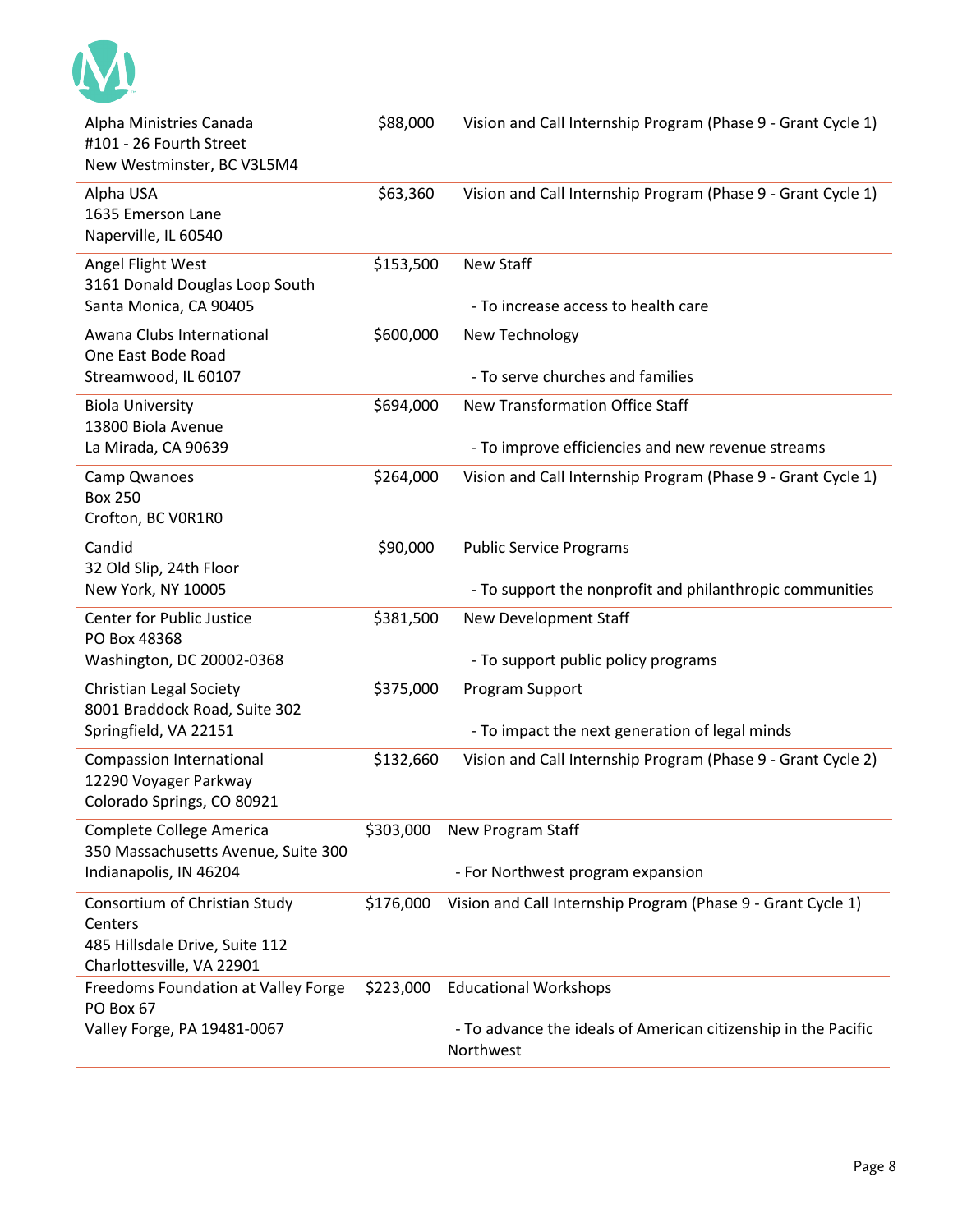| Organization | Amount | Purpose |
|---|---|---|
| Alpha Ministries Canada<br>#101 - 26 Fourth Street<br>New Westminster, BC V3L5M4 | $88,000 | Vision and Call Internship Program (Phase 9 - Grant Cycle 1) |
| Alpha USA<br>1635 Emerson Lane<br>Naperville, IL 60540 | $63,360 | Vision and Call Internship Program (Phase 9 - Grant Cycle 1) |
| Angel Flight West<br>3161 Donald Douglas Loop South<br>Santa Monica, CA 90405 | $153,500 | New Staff<br><br>- To increase access to health care |
| Awana Clubs International<br>One East Bode Road<br>Streamwood, IL 60107 | $600,000 | New Technology<br><br>- To serve churches and families |
| Biola University<br>13800 Biola Avenue<br>La Mirada, CA 90639 | $694,000 | New Transformation Office Staff<br><br>- To improve efficiencies and new revenue streams |
| Camp Qwanoes<br>Box 250<br>Crofton, BC V0R1R0 | $264,000 | Vision and Call Internship Program (Phase 9 - Grant Cycle 1) |
| Candid<br>32 Old Slip, 24th Floor<br>New York, NY 10005 | $90,000 | Public Service Programs<br><br>- To support the nonprofit and philanthropic communities |
| Center for Public Justice<br>PO Box 48368<br>Washington, DC 20002-0368 | $381,500 | New Development Staff<br><br>- To support public policy programs |
| Christian Legal Society<br>8001 Braddock Road, Suite 302<br>Springfield, VA 22151 | $375,000 | Program Support<br><br>- To impact the next generation of legal minds |
| Compassion International<br>12290 Voyager Parkway<br>Colorado Springs, CO 80921 | $132,660 | Vision and Call Internship Program (Phase 9 - Grant Cycle 2) |
| Complete College America<br>350 Massachusetts Avenue, Suite 300<br>Indianapolis, IN 46204 | $303,000 | New Program Staff<br><br>- For Northwest program expansion |
| Consortium of Christian Study Centers<br>485 Hillsdale Drive, Suite 112<br>Charlottesville, VA 22901 | $176,000 | Vision and Call Internship Program (Phase 9 - Grant Cycle 1) |
| Freedoms Foundation at Valley Forge<br>PO Box 67<br>Valley Forge, PA 19481-0067 | $223,000 | Educational Workshops<br><br>- To advance the ideals of American citizenship in the Pacific Northwest |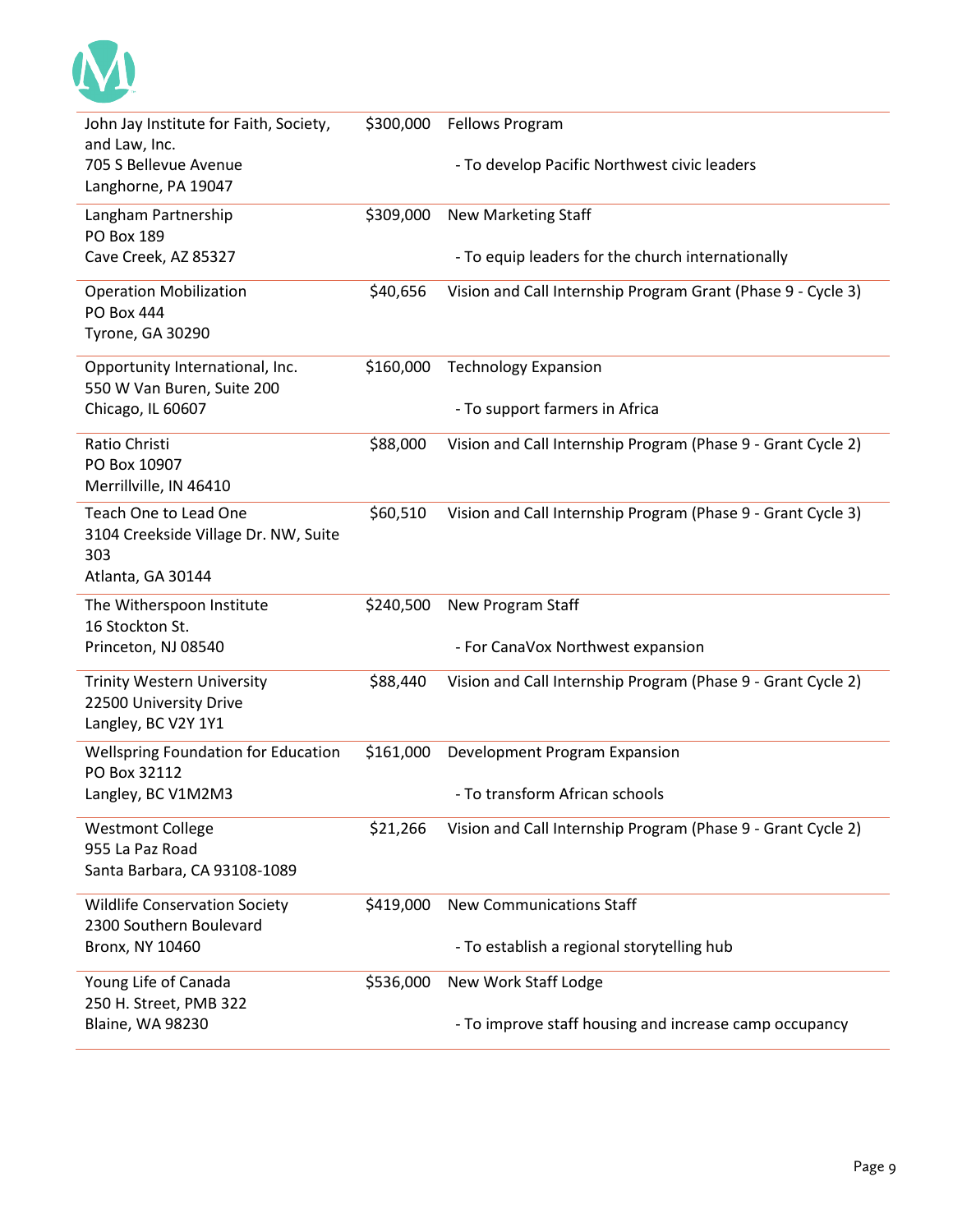| | | |
|---|---|---|
| John Jay Institute for Faith, Society, and Law, Inc.<br>705 S Bellevue Avenue<br>Langhorne, PA 19047 | $300,000 | Fellows Program<br><br>- To develop Pacific Northwest civic leaders |
| Langham Partnership<br>PO Box 189<br>Cave Creek, AZ 85327 | $309,000 | New Marketing Staff<br><br>- To equip leaders for the church internationally |
| Operation Mobilization<br>PO Box 444<br>Tyrone, GA 30290 | $40,656 | Vision and Call Internship Program Grant (Phase 9 - Cycle 3) |
| Opportunity International, Inc.<br>550 W Van Buren, Suite 200<br>Chicago, IL 60607 | $160,000 | Technology Expansion<br><br>- To support farmers in Africa |
| Ratio Christi<br>PO Box 10907<br>Merrillville, IN 46410 | $88,000 | Vision and Call Internship Program (Phase 9 - Grant Cycle 2) |
| Teach One to Lead One<br>3104 Creekside Village Dr. NW, Suite 303<br>Atlanta, GA 30144 | $60,510 | Vision and Call Internship Program (Phase 9 - Grant Cycle 3) |
| The Witherspoon Institute<br>16 Stockton St.<br>Princeton, NJ 08540 | $240,500 | New Program Staff<br><br>- For CanaVox Northwest expansion |
| Trinity Western University<br>22500 University Drive<br>Langley, BC V2Y 1Y1 | $88,440 | Vision and Call Internship Program (Phase 9 - Grant Cycle 2) |
| Wellspring Foundation for Education<br>PO Box 32112<br>Langley, BC V1M2M3 | $161,000 | Development Program Expansion<br><br>- To transform African schools |
| Westmont College<br>955 La Paz Road<br>Santa Barbara, CA 93108-1089 | $21,266 | Vision and Call Internship Program (Phase 9 - Grant Cycle 2) |
| Wildlife Conservation Society<br>2300 Southern Boulevard<br>Bronx, NY 10460 | $419,000 | New Communications Staff<br><br>- To establish a regional storytelling hub |
| Young Life of Canada<br>250 H. Street, PMB 322<br>Blaine, WA 98230 | $536,000 | New Work Staff Lodge<br><br>- To improve staff housing and increase camp occupancy |